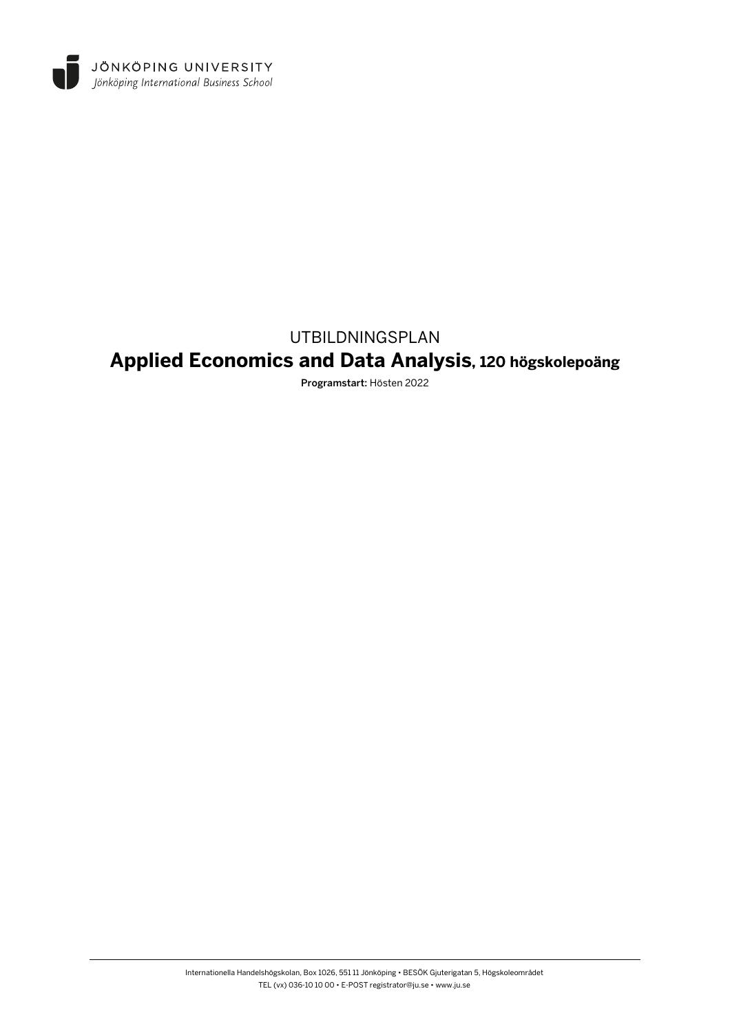JÖNKÖPING UNIVERSITY
*Jönköping International Business School*

UTBILDNINGSPLAN

# Applied Economics and Data Analysis, 120 högskolepoäng

**Programstart:** Hösten 2022

Internationella Handelshögskolan, Box 1026, 551 11 Jönköping • BESÖK Gjuterigatan 5, Högskoleområdet
TEL (vx) 036-10 10 00 • E-POST registrator@ju.se • www.ju.se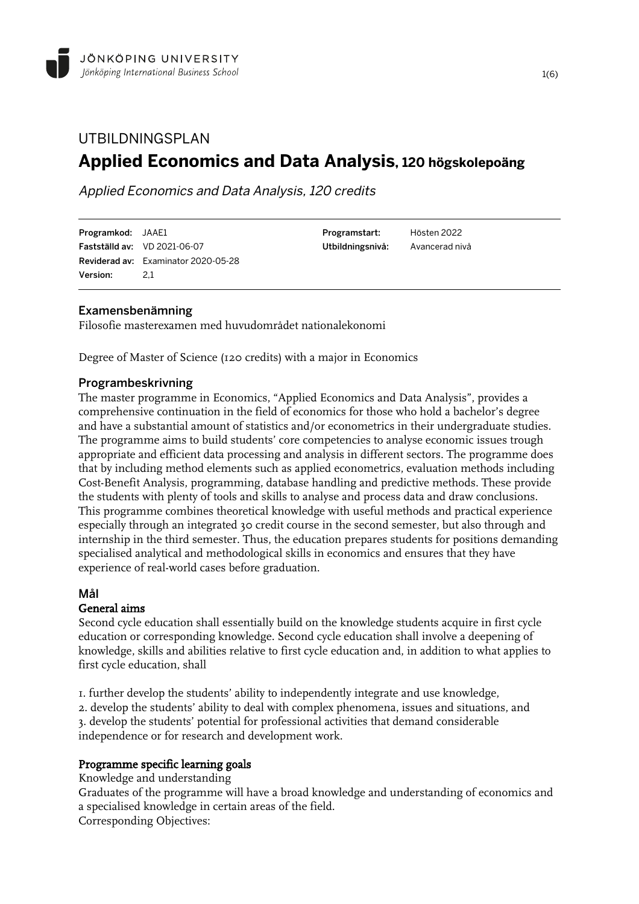# UTBILDNINGSPLAN

# Applied Economics and Data Analysis, 120 högskolepoäng

*Applied Economics and Data Analysis, 120 credits*

| | | | |
|---|---|---|---|
| **Programkod:** | JAAE1 | **Programstart:** | Hösten 2022 |
| **Fastställd av:** | VD 2021-06-07 | **Utbildningsnivå:** | Avancerad nivå |
| **Reviderad av:** | Examinator 2020-05-28 | | |
| **Version:** | 2,1 | | |

## Examensbenämning

Filosofie masterexamen med huvudområdet nationalekonomi

Degree of Master of Science (120 credits) with a major in Economics

## Programbeskrivning

The master programme in Economics, "Applied Economics and Data Analysis", provides a comprehensive continuation in the field of economics for those who hold a bachelor's degree and have a substantial amount of statistics and/or econometrics in their undergraduate studies. The programme aims to build students' core competencies to analyse economic issues trough appropriate and efficient data processing and analysis in different sectors. The programme does that by including method elements such as applied econometrics, evaluation methods including Cost-Benefit Analysis, programming, database handling and predictive methods. These provide the students with plenty of tools and skills to analyse and process data and draw conclusions. This programme combines theoretical knowledge with useful methods and practical experience especially through an integrated 30 credit course in the second semester, but also through and internship in the third semester. Thus, the education prepares students for positions demanding specialised analytical and methodological skills in economics and ensures that they have experience of real-world cases before graduation.

## Mål

### General aims

Second cycle education shall essentially build on the knowledge students acquire in first cycle education or corresponding knowledge. Second cycle education shall involve a deepening of knowledge, skills and abilities relative to first cycle education and, in addition to what applies to first cycle education, shall

1. further develop the students' ability to independently integrate and use knowledge,
2. develop the students' ability to deal with complex phenomena, issues and situations, and
3. develop the students' potential for professional activities that demand considerable independence or for research and development work.

### Programme specific learning goals

Knowledge and understanding

Graduates of the programme will have a broad knowledge and understanding of economics and a specialised knowledge in certain areas of the field.

Corresponding Objectives: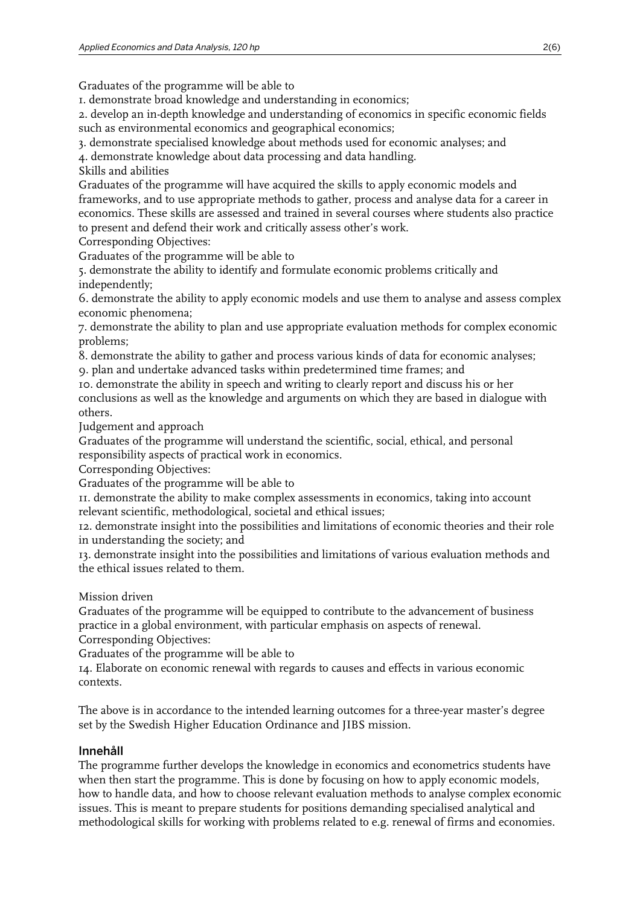Graduates of the programme will be able to

1. demonstrate broad knowledge and understanding in economics;
2. develop an in-depth knowledge and understanding of economics in specific economic fields such as environmental economics and geographical economics;
3. demonstrate specialised knowledge about methods used for economic analyses; and
4. demonstrate knowledge about data processing and data handling.

Skills and abilities

Graduates of the programme will have acquired the skills to apply economic models and frameworks, and to use appropriate methods to gather, process and analyse data for a career in economics. These skills are assessed and trained in several courses where students also practice to present and defend their work and critically assess other's work.

Corresponding Objectives:

Graduates of the programme will be able to

5. demonstrate the ability to identify and formulate economic problems critically and independently;
6. demonstrate the ability to apply economic models and use them to analyse and assess complex economic phenomena;
7. demonstrate the ability to plan and use appropriate evaluation methods for complex economic problems;
8. demonstrate the ability to gather and process various kinds of data for economic analyses;
9. plan and undertake advanced tasks within predetermined time frames; and
10. demonstrate the ability in speech and writing to clearly report and discuss his or her conclusions as well as the knowledge and arguments on which they are based in dialogue with others.

Judgement and approach

Graduates of the programme will understand the scientific, social, ethical, and personal responsibility aspects of practical work in economics.

Corresponding Objectives:

Graduates of the programme will be able to

11. demonstrate the ability to make complex assessments in economics, taking into account relevant scientific, methodological, societal and ethical issues;
12. demonstrate insight into the possibilities and limitations of economic theories and their role in understanding the society; and
13. demonstrate insight into the possibilities and limitations of various evaluation methods and the ethical issues related to them.

Mission driven

Graduates of the programme will be equipped to contribute to the advancement of business practice in a global environment, with particular emphasis on aspects of renewal.

Corresponding Objectives:

Graduates of the programme will be able to

14. Elaborate on economic renewal with regards to causes and effects in various economic contexts.

The above is in accordance to the intended learning outcomes for a three-year master's degree set by the Swedish Higher Education Ordinance and JIBS mission.

## Innehåll

The programme further develops the knowledge in economics and econometrics students have when then start the programme. This is done by focusing on how to apply economic models, how to handle data, and how to choose relevant evaluation methods to analyse complex economic issues. This is meant to prepare students for positions demanding specialised analytical and methodological skills for working with problems related to e.g. renewal of firms and economies.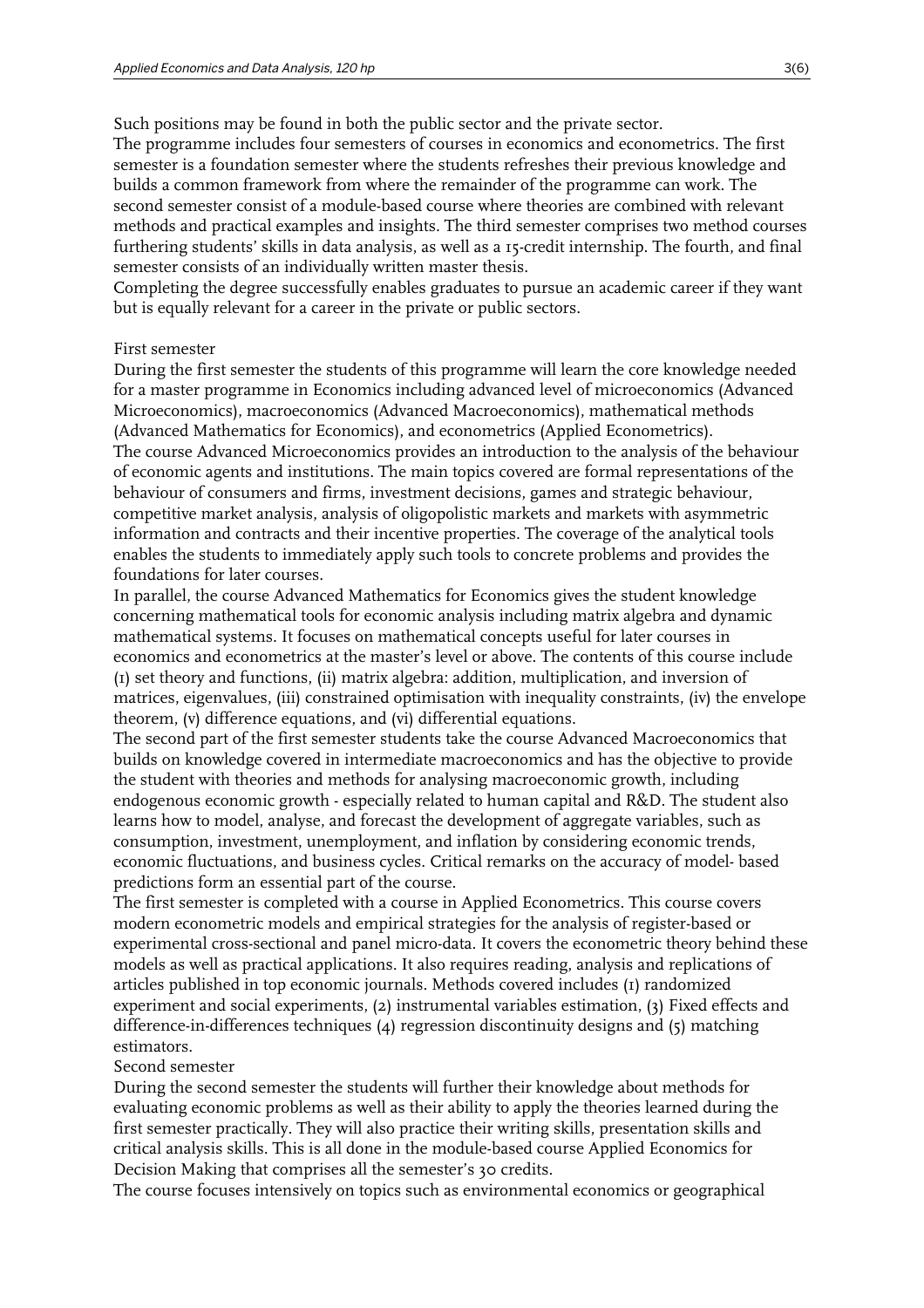Such positions may be found in both the public sector and the private sector.
The programme includes four semesters of courses in economics and econometrics. The first semester is a foundation semester where the students refreshes their previous knowledge and builds a common framework from where the remainder of the programme can work. The second semester consist of a module-based course where theories are combined with relevant methods and practical examples and insights. The third semester comprises two method courses furthering students' skills in data analysis, as well as a 15-credit internship. The fourth, and final semester consists of an individually written master thesis.
Completing the degree successfully enables graduates to pursue an academic career if they want but is equally relevant for a career in the private or public sectors.

First semester
During the first semester the students of this programme will learn the core knowledge needed for a master programme in Economics including advanced level of microeconomics (Advanced Microeconomics), macroeconomics (Advanced Macroeconomics), mathematical methods (Advanced Mathematics for Economics), and econometrics (Applied Econometrics).
The course Advanced Microeconomics provides an introduction to the analysis of the behaviour of economic agents and institutions. The main topics covered are formal representations of the behaviour of consumers and firms, investment decisions, games and strategic behaviour, competitive market analysis, analysis of oligopolistic markets and markets with asymmetric information and contracts and their incentive properties. The coverage of the analytical tools enables the students to immediately apply such tools to concrete problems and provides the foundations for later courses.
In parallel, the course Advanced Mathematics for Economics gives the student knowledge concerning mathematical tools for economic analysis including matrix algebra and dynamic mathematical systems. It focuses on mathematical concepts useful for later courses in economics and econometrics at the master's level or above. The contents of this course include (1) set theory and functions, (ii) matrix algebra: addition, multiplication, and inversion of matrices, eigenvalues, (iii) constrained optimisation with inequality constraints, (iv) the envelope theorem, (v) difference equations, and (vi) differential equations.
The second part of the first semester students take the course Advanced Macroeconomics that builds on knowledge covered in intermediate macroeconomics and has the objective to provide the student with theories and methods for analysing macroeconomic growth, including endogenous economic growth - especially related to human capital and R&D. The student also learns how to model, analyse, and forecast the development of aggregate variables, such as consumption, investment, unemployment, and inflation by considering economic trends, economic fluctuations, and business cycles. Critical remarks on the accuracy of model- based predictions form an essential part of the course.
The first semester is completed with a course in Applied Econometrics. This course covers modern econometric models and empirical strategies for the analysis of register-based or experimental cross-sectional and panel micro-data. It covers the econometric theory behind these models as well as practical applications. It also requires reading, analysis and replications of articles published in top economic journals. Methods covered includes (1) randomized experiment and social experiments, (2) instrumental variables estimation, (3) Fixed effects and difference-in-differences techniques (4) regression discontinuity designs and (5) matching estimators.
Second semester
During the second semester the students will further their knowledge about methods for evaluating economic problems as well as their ability to apply the theories learned during the first semester practically. They will also practice their writing skills, presentation skills and critical analysis skills. This is all done in the module-based course Applied Economics for Decision Making that comprises all the semester's 30 credits.
The course focuses intensively on topics such as environmental economics or geographical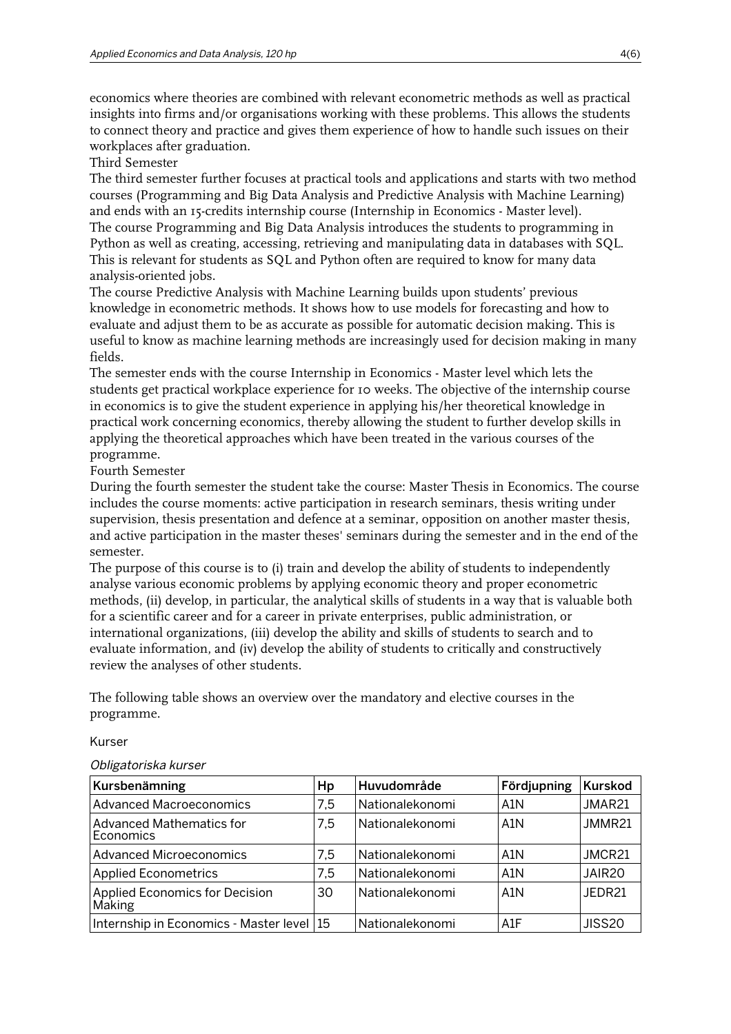economics where theories are combined with relevant econometric methods as well as practical insights into firms and/or organisations working with these problems. This allows the students to connect theory and practice and gives them experience of how to handle such issues on their workplaces after graduation.

Third Semester

The third semester further focuses at practical tools and applications and starts with two method courses (Programming and Big Data Analysis and Predictive Analysis with Machine Learning) and ends with an 15-credits internship course (Internship in Economics - Master level).

The course Programming and Big Data Analysis introduces the students to programming in Python as well as creating, accessing, retrieving and manipulating data in databases with SQL. This is relevant for students as SQL and Python often are required to know for many data analysis-oriented jobs.

The course Predictive Analysis with Machine Learning builds upon students' previous knowledge in econometric methods. It shows how to use models for forecasting and how to evaluate and adjust them to be as accurate as possible for automatic decision making. This is useful to know as machine learning methods are increasingly used for decision making in many fields.

The semester ends with the course Internship in Economics - Master level which lets the students get practical workplace experience for 10 weeks. The objective of the internship course in economics is to give the student experience in applying his/her theoretical knowledge in practical work concerning economics, thereby allowing the student to further develop skills in applying the theoretical approaches which have been treated in the various courses of the programme.

Fourth Semester

During the fourth semester the student take the course: Master Thesis in Economics. The course includes the course moments: active participation in research seminars, thesis writing under supervision, thesis presentation and defence at a seminar, opposition on another master thesis, and active participation in the master theses' seminars during the semester and in the end of the semester.

The purpose of this course is to (i) train and develop the ability of students to independently analyse various economic problems by applying economic theory and proper econometric methods, (ii) develop, in particular, the analytical skills of students in a way that is valuable both for a scientific career and for a career in private enterprises, public administration, or international organizations, (iii) develop the ability and skills of students to search and to evaluate information, and (iv) develop the ability of students to critically and constructively review the analyses of other students.

The following table shows an overview over the mandatory and elective courses in the programme.

Kurser

*Obligatoriska kurser*

| Kursbenämning | Hp | Huvudområde | Fördjupning | Kurskod |
|---|---|---|---|---|
| Advanced Macroeconomics | 7,5 | Nationalekonomi | A1N | JMAR21 |
| Advanced Mathematics for Economics | 7,5 | Nationalekonomi | A1N | JMMR21 |
| Advanced Microeconomics | 7,5 | Nationalekonomi | A1N | JMCR21 |
| Applied Econometrics | 7,5 | Nationalekonomi | A1N | JAIR20 |
| Applied Economics for Decision Making | 30 | Nationalekonomi | A1N | JEDR21 |
| Internship in Economics - Master level | 15 | Nationalekonomi | A1F | JISS20 |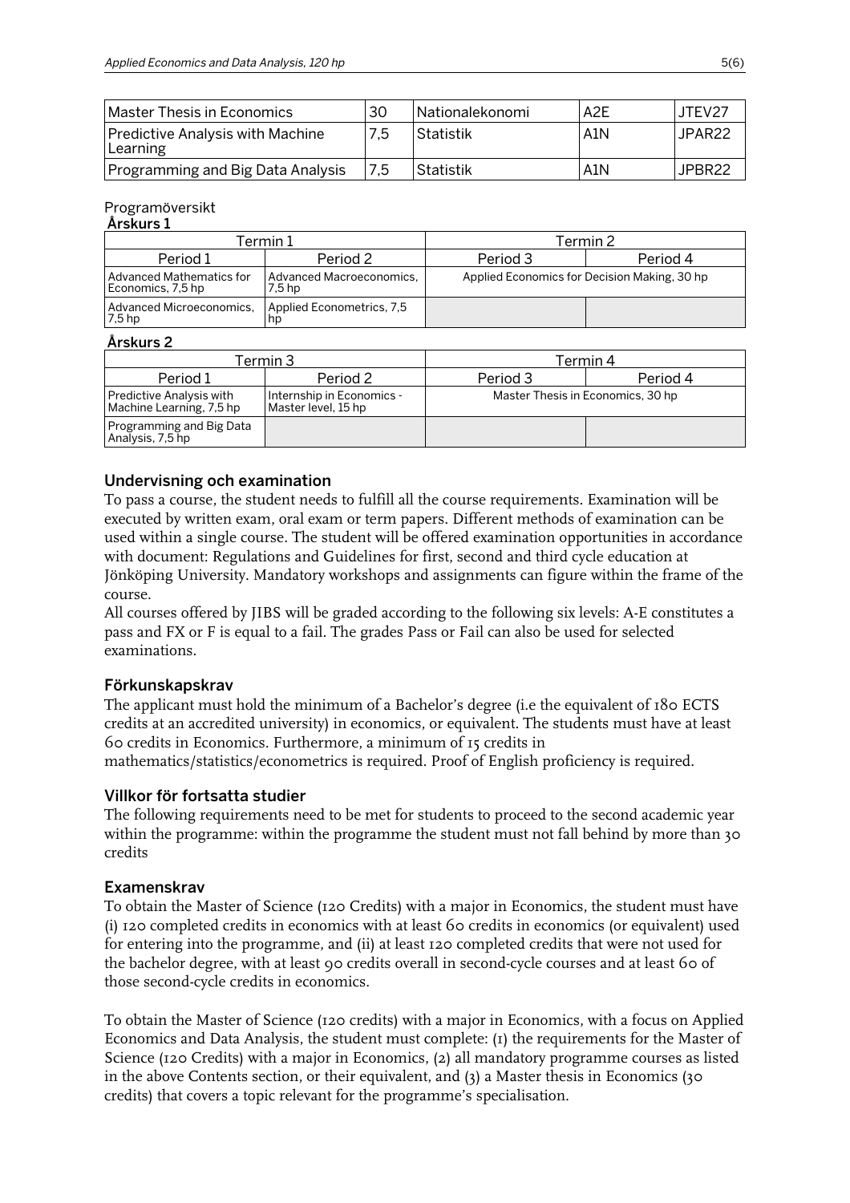| Master Thesis in Economics | 30 | Nationalekonomi | A2E | JTEV27 |
|---|---|---|---|---|
| Predictive Analysis with Machine Learning | 7,5 | Statistik | A1N | JPAR22 |
| Programming and Big Data Analysis | 7,5 | Statistik | A1N | JPBR22 |

Programöversikt

**Årskurs 1**

| Termin 1 | | Termin 2 | |
|---|---|---|---|
| Period 1 | Period 2 | Period 3 | Period 4 |
| Advanced Mathematics for Economics, 7,5 hp | Advanced Macroeconomics, 7,5 hp | Applied Economics for Decision Making, 30 hp | |
| Advanced Microeconomics, 7,5 hp | Applied Econometrics, 7,5 hp | | |

**Årskurs 2**

| Termin 3 | | Termin 4 | |
|---|---|---|---|
| Period 1 | Period 2 | Period 3 | Period 4 |
| Predictive Analysis with Machine Learning, 7,5 hp | Internship in Economics - Master level, 15 hp | Master Thesis in Economics, 30 hp | |
| Programming and Big Data Analysis, 7,5 hp | | | |

## Undervisning och examination

To pass a course, the student needs to fulfill all the course requirements. Examination will be executed by written exam, oral exam or term papers. Different methods of examination can be used within a single course. The student will be offered examination opportunities in accordance with document: Regulations and Guidelines for first, second and third cycle education at Jönköping University. Mandatory workshops and assignments can figure within the frame of the course.

All courses offered by JIBS will be graded according to the following six levels: A-E constitutes a pass and FX or F is equal to a fail. The grades Pass or Fail can also be used for selected examinations.

## Förkunskapskrav

The applicant must hold the minimum of a Bachelor's degree (i.e the equivalent of 180 ECTS credits at an accredited university) in economics, or equivalent. The students must have at least 60 credits in Economics. Furthermore, a minimum of 15 credits in mathematics/statistics/econometrics is required. Proof of English proficiency is required.

## Villkor för fortsatta studier

The following requirements need to be met for students to proceed to the second academic year within the programme: within the programme the student must not fall behind by more than 30 credits

## Examenskrav

To obtain the Master of Science (120 Credits) with a major in Economics, the student must have (i) 120 completed credits in economics with at least 60 credits in economics (or equivalent) used for entering into the programme, and (ii) at least 120 completed credits that were not used for the bachelor degree, with at least 90 credits overall in second-cycle courses and at least 60 of those second-cycle credits in economics.

To obtain the Master of Science (120 credits) with a major in Economics, with a focus on Applied Economics and Data Analysis, the student must complete: (1) the requirements for the Master of Science (120 Credits) with a major in Economics, (2) all mandatory programme courses as listed in the above Contents section, or their equivalent, and (3) a Master thesis in Economics (30 credits) that covers a topic relevant for the programme's specialisation.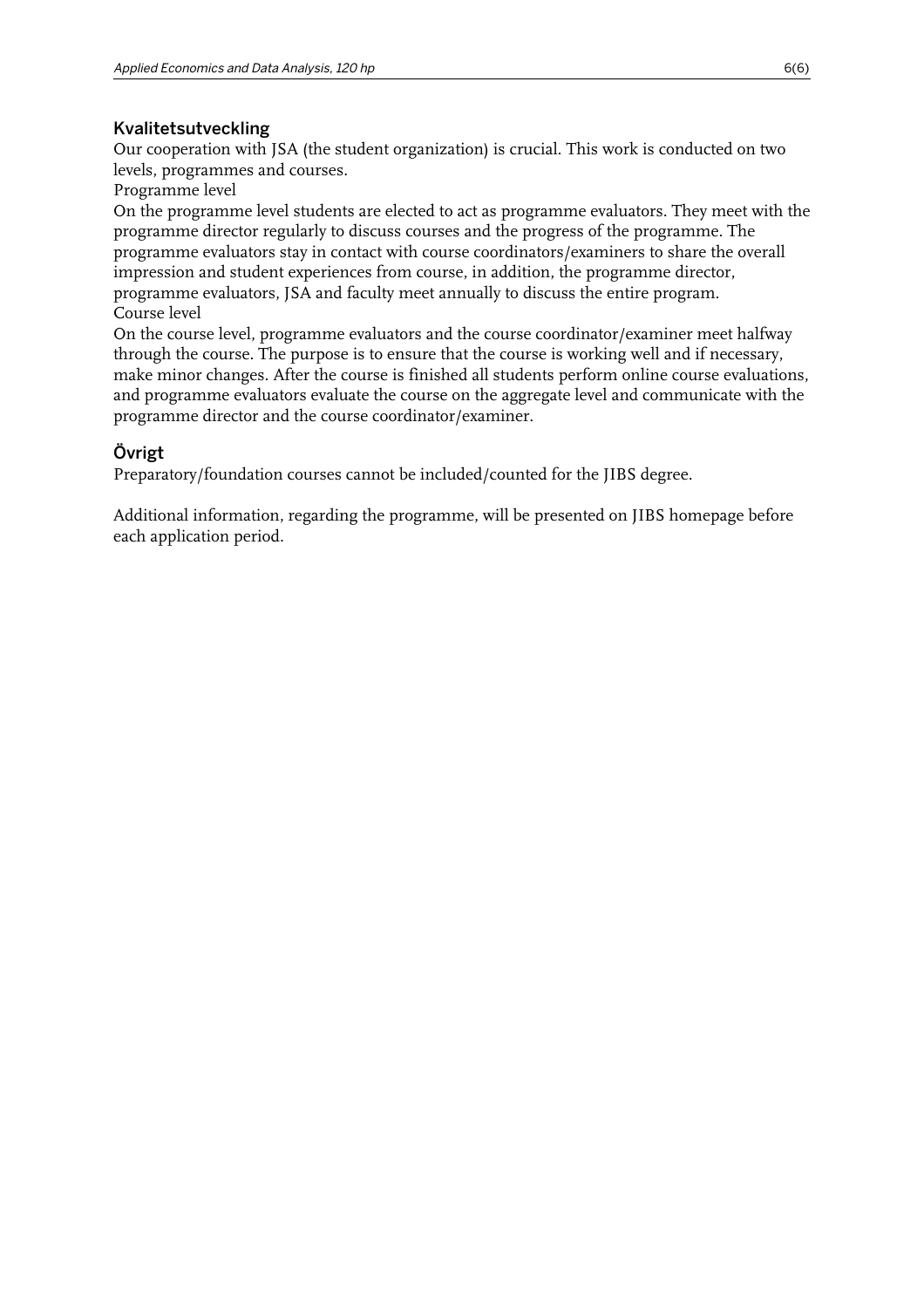## Kvalitetsutveckling

Our cooperation with JSA (the student organization) is crucial. This work is conducted on two levels, programmes and courses.

Programme level

On the programme level students are elected to act as programme evaluators. They meet with the programme director regularly to discuss courses and the progress of the programme. The programme evaluators stay in contact with course coordinators/examiners to share the overall impression and student experiences from course, in addition, the programme director, programme evaluators, JSA and faculty meet annually to discuss the entire program.

Course level

On the course level, programme evaluators and the course coordinator/examiner meet halfway through the course. The purpose is to ensure that the course is working well and if necessary, make minor changes. After the course is finished all students perform online course evaluations, and programme evaluators evaluate the course on the aggregate level and communicate with the programme director and the course coordinator/examiner.

## Övrigt

Preparatory/foundation courses cannot be included/counted for the JIBS degree.

Additional information, regarding the programme, will be presented on JIBS homepage before each application period.